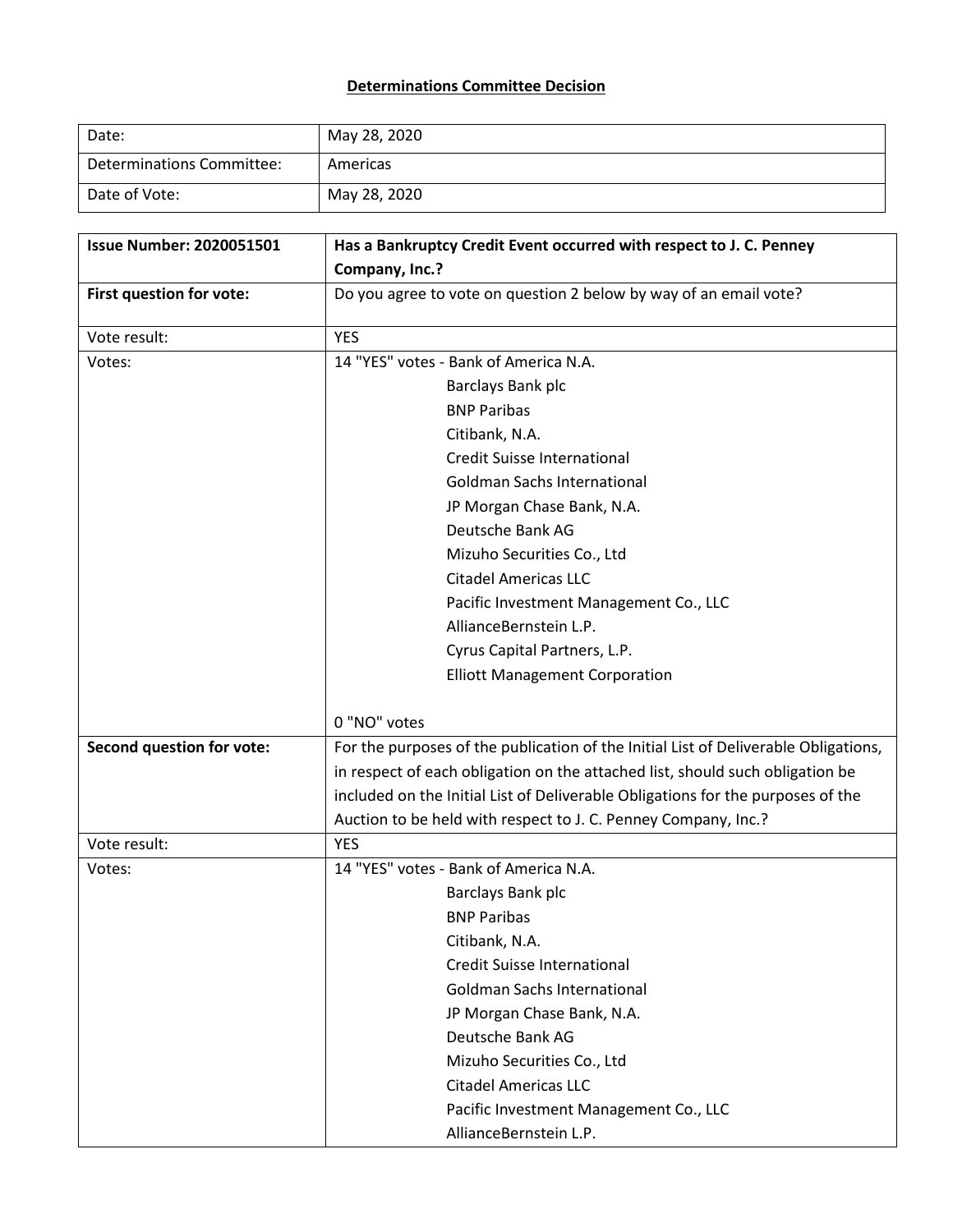# Determinations Committee Decision

| Date: | May 28, 2020 |
|---|---|
| Determinations Committee: | Americas |
| Date of Vote: | May 28, 2020 |

| **Issue Number: 2020051501** | **Has a Bankruptcy Credit Event occurred with respect to J. C. Penney Company, Inc.?** |
|---|---|
| **First question for vote:** | Do you agree to vote on question 2 below by way of an email vote? |
| Vote result: | YES |
| Votes: | 14 "YES" votes - Bank of America N.A.<br>Barclays Bank plc<br>BNP Paribas<br>Citibank, N.A.<br>Credit Suisse International<br>Goldman Sachs International<br>JP Morgan Chase Bank, N.A.<br>Deutsche Bank AG<br>Mizuho Securities Co., Ltd<br>Citadel Americas LLC<br>Pacific Investment Management Co., LLC<br>AllianceBernstein L.P.<br>Cyrus Capital Partners, L.P.<br>Elliott Management Corporation<br><br>0 "NO" votes |
| **Second question for vote:** | For the purposes of the publication of the Initial List of Deliverable Obligations, in respect of each obligation on the attached list, should such obligation be included on the Initial List of Deliverable Obligations for the purposes of the Auction to be held with respect to J. C. Penney Company, Inc.? |
| Vote result: | YES |
| Votes: | 14 "YES" votes - Bank of America N.A.<br>Barclays Bank plc<br>BNP Paribas<br>Citibank, N.A.<br>Credit Suisse International<br>Goldman Sachs International<br>JP Morgan Chase Bank, N.A.<br>Deutsche Bank AG<br>Mizuho Securities Co., Ltd<br>Citadel Americas LLC<br>Pacific Investment Management Co., LLC<br>AllianceBernstein L.P. |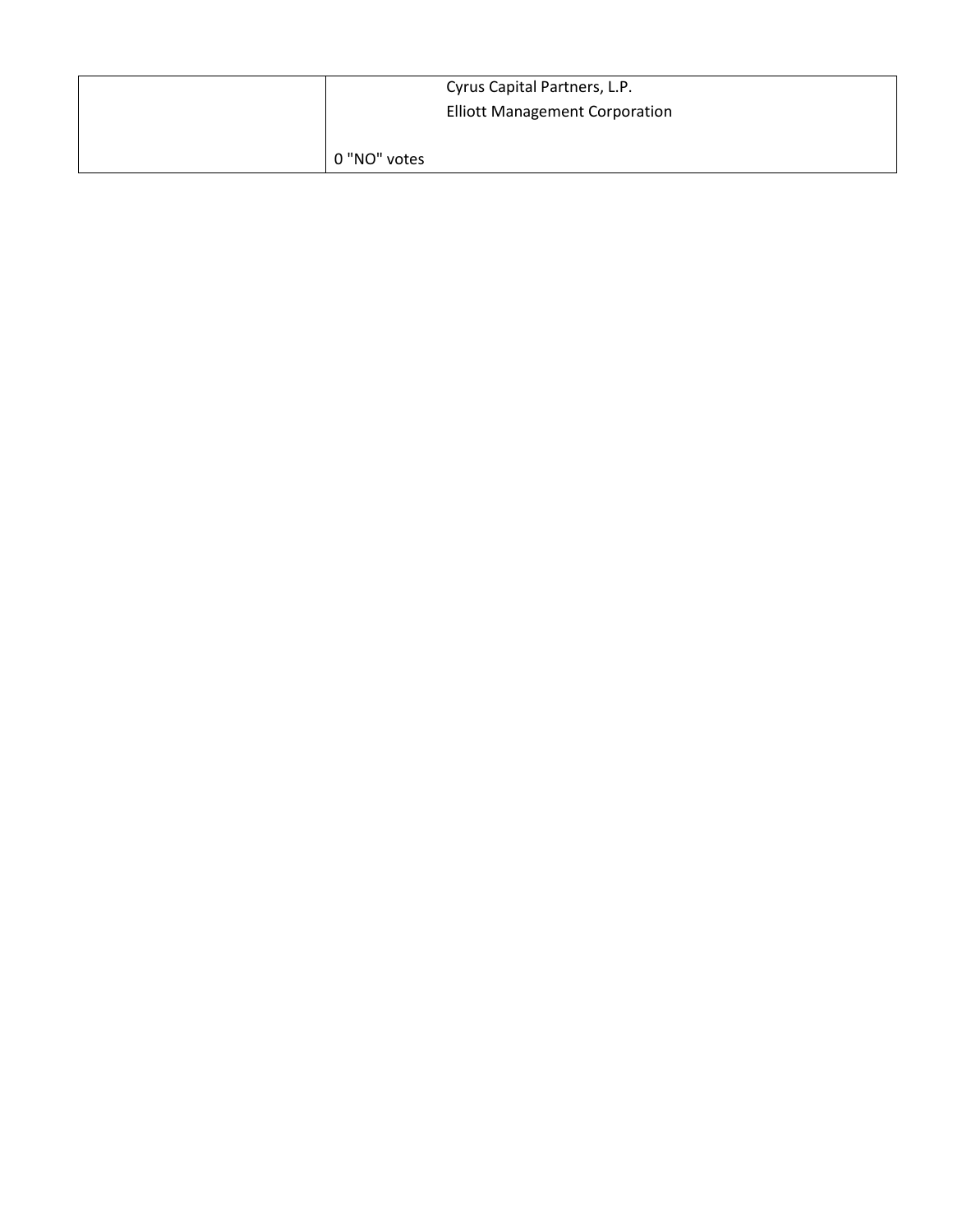| | |
|---|---|
| | Cyrus Capital Partners, L.P.<br>Elliott Management Corporation<br><br>0 "NO" votes |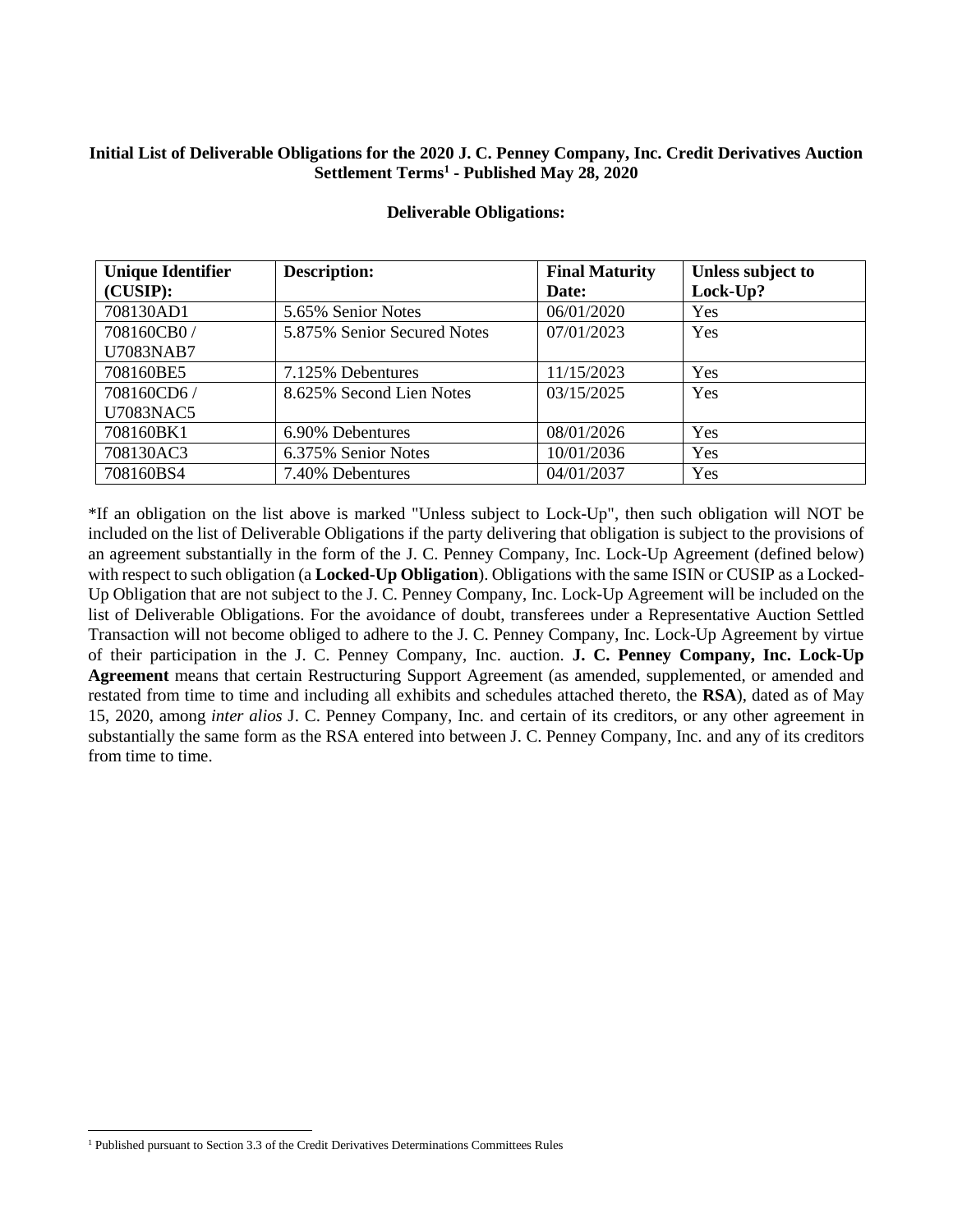**Initial List of Deliverable Obligations for the 2020 J. C. Penney Company, Inc. Credit Derivatives Auction Settlement Terms[1] - Published May 28, 2020**

**Deliverable Obligations:**

| **Unique Identifier (CUSIP):** | **Description:** | **Final Maturity Date:** | **Unless subject to Lock-Up?** |
|---|---|---|---|
| 708130AD1 | 5.65% Senior Notes | 06/01/2020 | Yes |
| 708160CB0 / U7083NAB7 | 5.875% Senior Secured Notes | 07/01/2023 | Yes |
| 708160BE5 | 7.125% Debentures | 11/15/2023 | Yes |
| 708160CD6 / U7083NAC5 | 8.625% Second Lien Notes | 03/15/2025 | Yes |
| 708160BK1 | 6.90% Debentures | 08/01/2026 | Yes |
| 708130AC3 | 6.375% Senior Notes | 10/01/2036 | Yes |
| 708160BS4 | 7.40% Debentures | 04/01/2037 | Yes |

*If an obligation on the list above is marked "Unless subject to Lock-Up", then such obligation will NOT be included on the list of Deliverable Obligations if the party delivering that obligation is subject to the provisions of an agreement substantially in the form of the J. C. Penney Company, Inc. Lock-Up Agreement (defined below) with respect to such obligation (a **Locked-Up Obligation**). Obligations with the same ISIN or CUSIP as a Locked-Up Obligation that are not subject to the J. C. Penney Company, Inc. Lock-Up Agreement will be included on the list of Deliverable Obligations. For the avoidance of doubt, transferees under a Representative Auction Settled Transaction will not become obliged to adhere to the J. C. Penney Company, Inc. Lock-Up Agreement by virtue of their participation in the J. C. Penney Company, Inc. auction. **J. C. Penney Company, Inc. Lock-Up Agreement** means that certain Restructuring Support Agreement (as amended, supplemented, or amended and restated from time to time and including all exhibits and schedules attached thereto, the **RSA**), dated as of May 15, 2020, among *inter alios* J. C. Penney Company, Inc. and certain of its creditors, or any other agreement in substantially the same form as the RSA entered into between J. C. Penney Company, Inc. and any of its creditors from time to time.

[1] Published pursuant to Section 3.3 of the Credit Derivatives Determinations Committees Rules